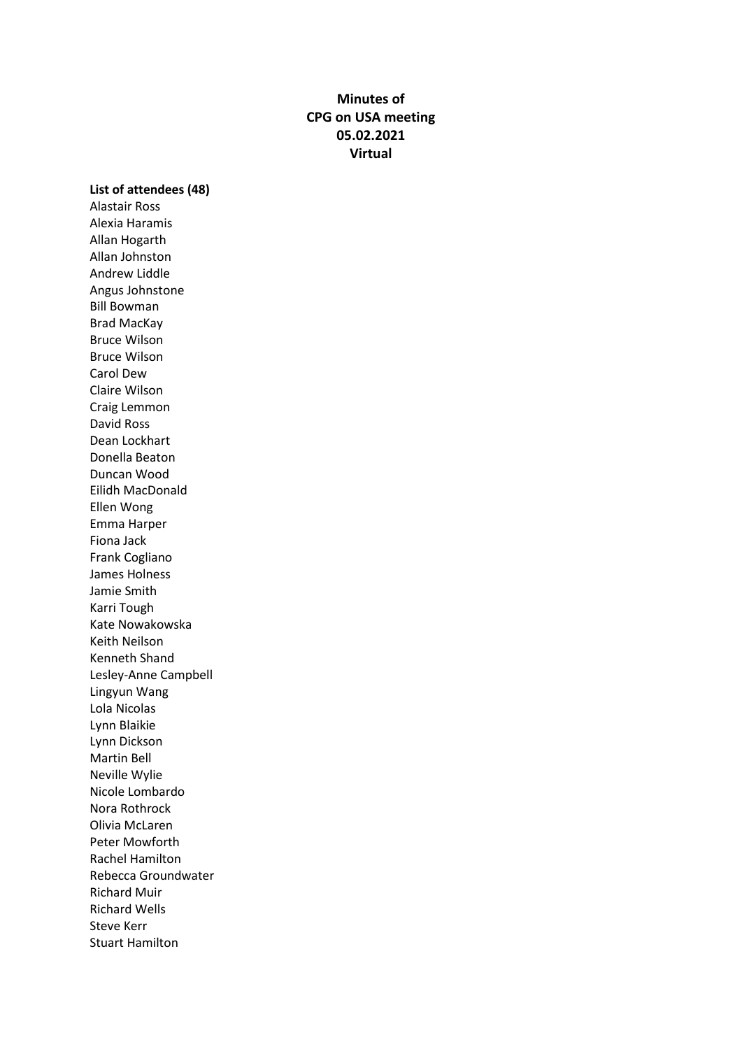**Minutes of**
**CPG on USA meeting**
**05.02.2021**
**Virtual**

**List of attendees (48)**

Alastair Ross
Alexia Haramis
Allan Hogarth
Allan Johnston
Andrew Liddle
Angus Johnstone
Bill Bowman
Brad MacKay
Bruce Wilson
Bruce Wilson
Carol Dew
Claire Wilson
Craig Lemmon
David Ross
Dean Lockhart
Donella Beaton
Duncan Wood
Eilidh MacDonald
Ellen Wong
Emma Harper
Fiona Jack
Frank Cogliano
James Holness
Jamie Smith
Karri Tough
Kate Nowakowska
Keith Neilson
Kenneth Shand
Lesley-Anne Campbell
Lingyun Wang
Lola Nicolas
Lynn Blaikie
Lynn Dickson
Martin Bell
Neville Wylie
Nicole Lombardo
Nora Rothrock
Olivia McLaren
Peter Mowforth
Rachel Hamilton
Rebecca Groundwater
Richard Muir
Richard Wells
Steve Kerr
Stuart Hamilton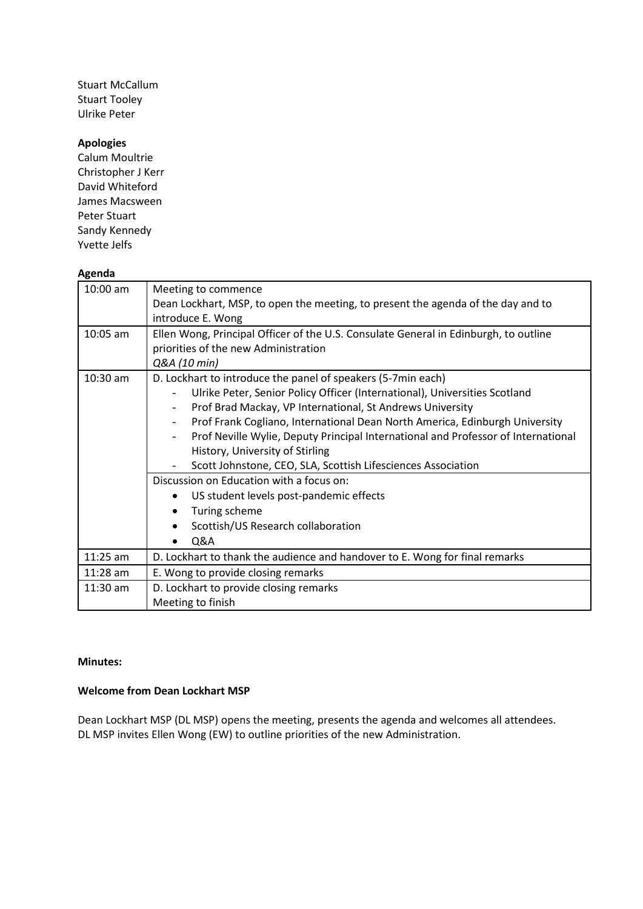Stuart McCallum
Stuart Tooley
Ulrike Peter

**Apologies**
Calum Moultrie
Christopher J Kerr
David Whiteford
James Macsween
Peter Stuart
Sandy Kennedy
Yvette Jelfs

**Agenda**

| | |
|---|---|
| 10:00 am | Meeting to commence<br>Dean Lockhart, MSP, to open the meeting, to present the agenda of the day and to introduce E. Wong |
| 10:05 am | Ellen Wong, Principal Officer of the U.S. Consulate General in Edinburgh, to outline priorities of the new Administration<br>*Q&A (10 min)* |
| 10:30 am | D. Lockhart to introduce the panel of speakers (5-7min each)<br>- Ulrike Peter, Senior Policy Officer (International), Universities Scotland<br>- Prof Brad Mackay, VP International, St Andrews University<br>- Prof Frank Cogliano, International Dean North America, Edinburgh University<br>- Prof Neville Wylie, Deputy Principal International and Professor of International History, University of Stirling<br>- Scott Johnstone, CEO, SLA, Scottish Lifesciences Association |
| | Discussion on Education with a focus on:<br>• US student levels post-pandemic effects<br>• Turing scheme<br>• Scottish/US Research collaboration<br>• Q&A |
| 11:25 am | D. Lockhart to thank the audience and handover to E. Wong for final remarks |
| 11:28 am | E. Wong to provide closing remarks |
| 11:30 am | D. Lockhart to provide closing remarks<br>Meeting to finish |

**Minutes:**

**Welcome from Dean Lockhart MSP**

Dean Lockhart MSP (DL MSP) opens the meeting, presents the agenda and welcomes all attendees.
DL MSP invites Ellen Wong (EW) to outline priorities of the new Administration.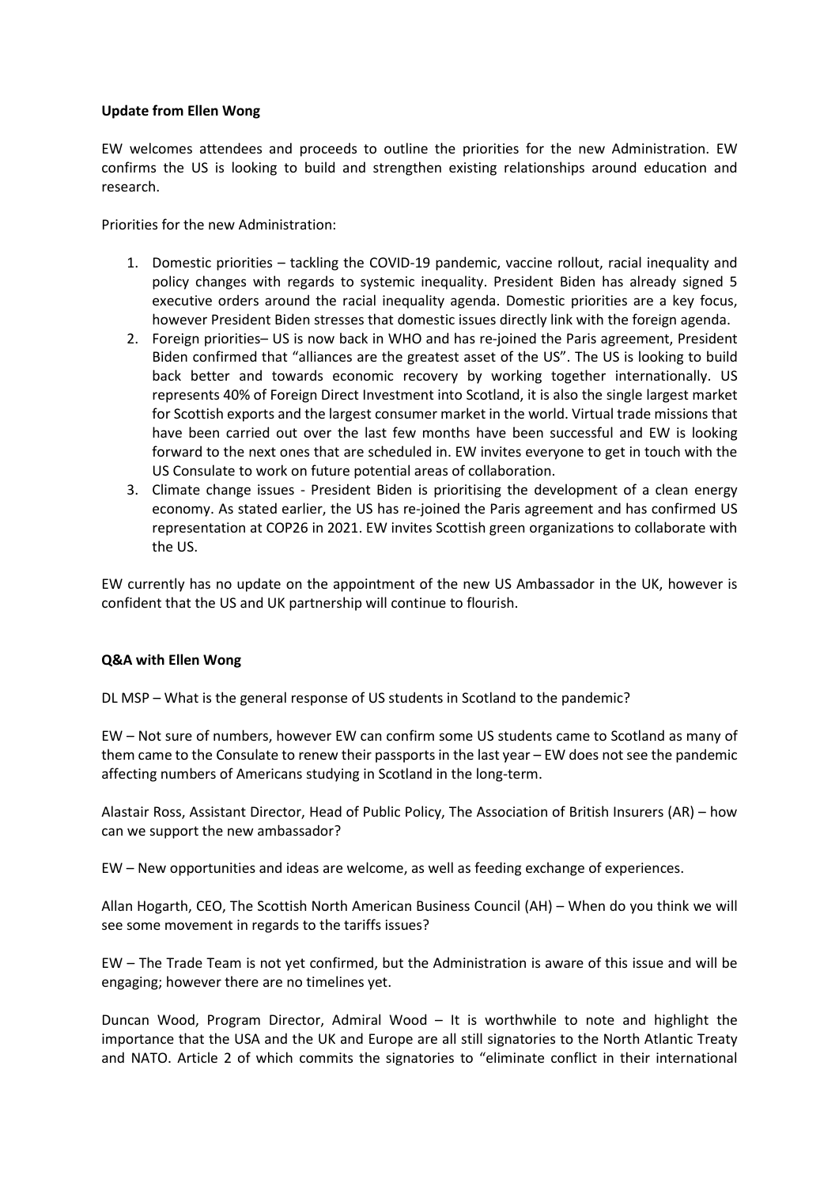**Update from Ellen Wong**

EW welcomes attendees and proceeds to outline the priorities for the new Administration. EW confirms the US is looking to build and strengthen existing relationships around education and research.

Priorities for the new Administration:

1. Domestic priorities – tackling the COVID-19 pandemic, vaccine rollout, racial inequality and policy changes with regards to systemic inequality. President Biden has already signed 5 executive orders around the racial inequality agenda. Domestic priorities are a key focus, however President Biden stresses that domestic issues directly link with the foreign agenda.
2. Foreign priorities– US is now back in WHO and has re-joined the Paris agreement, President Biden confirmed that "alliances are the greatest asset of the US". The US is looking to build back better and towards economic recovery by working together internationally. US represents 40% of Foreign Direct Investment into Scotland, it is also the single largest market for Scottish exports and the largest consumer market in the world. Virtual trade missions that have been carried out over the last few months have been successful and EW is looking forward to the next ones that are scheduled in. EW invites everyone to get in touch with the US Consulate to work on future potential areas of collaboration.
3. Climate change issues - President Biden is prioritising the development of a clean energy economy. As stated earlier, the US has re-joined the Paris agreement and has confirmed US representation at COP26 in 2021. EW invites Scottish green organizations to collaborate with the US.

EW currently has no update on the appointment of the new US Ambassador in the UK, however is confident that the US and UK partnership will continue to flourish.

**Q&A with Ellen Wong**

DL MSP – What is the general response of US students in Scotland to the pandemic?

EW – Not sure of numbers, however EW can confirm some US students came to Scotland as many of them came to the Consulate to renew their passports in the last year – EW does not see the pandemic affecting numbers of Americans studying in Scotland in the long-term.

Alastair Ross, Assistant Director, Head of Public Policy, The Association of British Insurers (AR) – how can we support the new ambassador?

EW – New opportunities and ideas are welcome, as well as feeding exchange of experiences.

Allan Hogarth, CEO, The Scottish North American Business Council (AH) – When do you think we will see some movement in regards to the tariffs issues?

EW – The Trade Team is not yet confirmed, but the Administration is aware of this issue and will be engaging; however there are no timelines yet.

Duncan Wood, Program Director, Admiral Wood – It is worthwhile to note and highlight the importance that the USA and the UK and Europe are all still signatories to the North Atlantic Treaty and NATO. Article 2 of which commits the signatories to "eliminate conflict in their international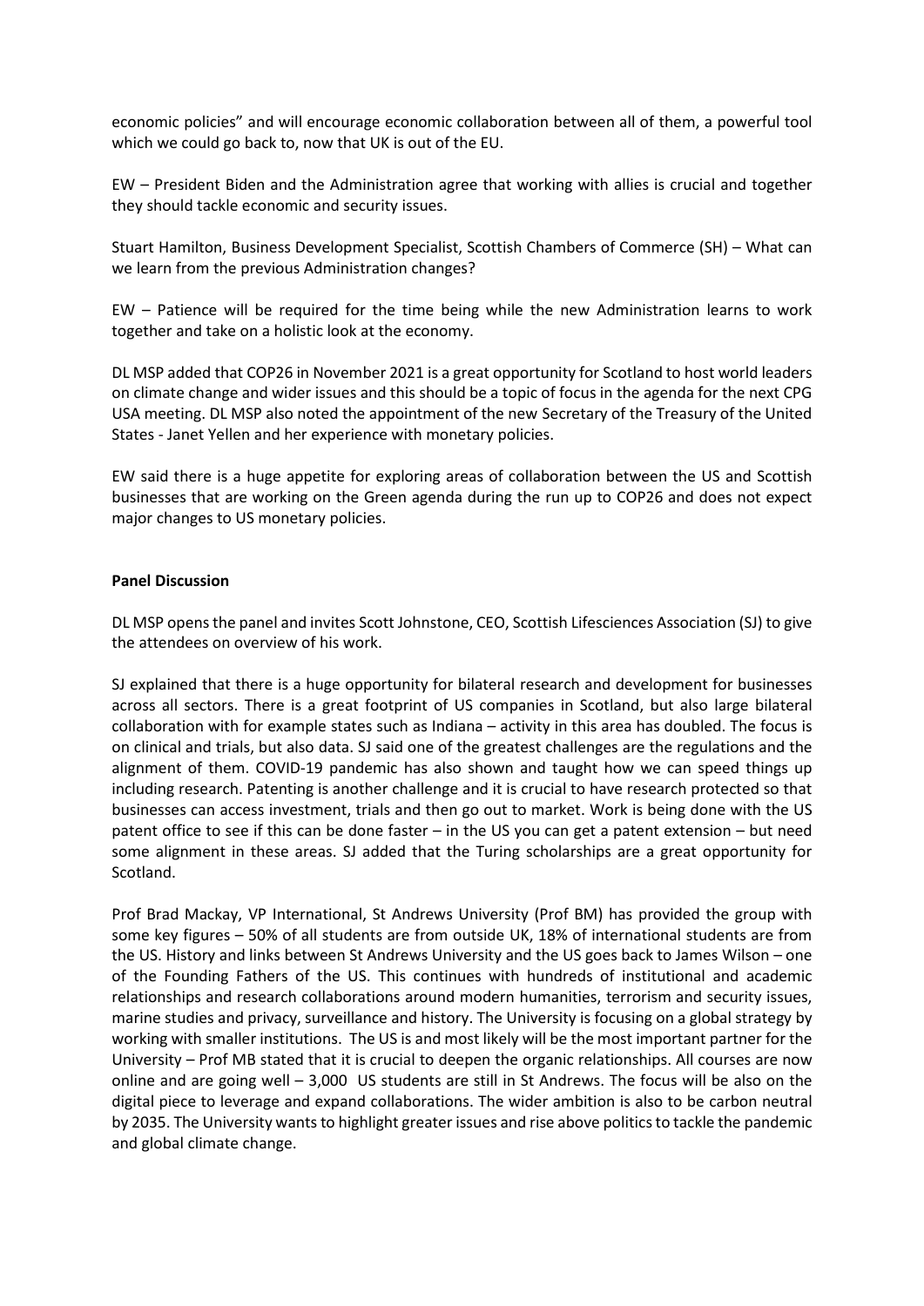economic policies" and will encourage economic collaboration between all of them, a powerful tool which we could go back to, now that UK is out of the EU.

EW – President Biden and the Administration agree that working with allies is crucial and together they should tackle economic and security issues.

Stuart Hamilton, Business Development Specialist, Scottish Chambers of Commerce (SH) – What can we learn from the previous Administration changes?

EW – Patience will be required for the time being while the new Administration learns to work together and take on a holistic look at the economy.

DL MSP added that COP26 in November 2021 is a great opportunity for Scotland to host world leaders on climate change and wider issues and this should be a topic of focus in the agenda for the next CPG USA meeting. DL MSP also noted the appointment of the new Secretary of the Treasury of the United States - Janet Yellen and her experience with monetary policies.

EW said there is a huge appetite for exploring areas of collaboration between the US and Scottish businesses that are working on the Green agenda during the run up to COP26 and does not expect major changes to US monetary policies.

**Panel Discussion**

DL MSP opens the panel and invites Scott Johnstone, CEO, Scottish Lifesciences Association (SJ) to give the attendees on overview of his work.

SJ explained that there is a huge opportunity for bilateral research and development for businesses across all sectors. There is a great footprint of US companies in Scotland, but also large bilateral collaboration with for example states such as Indiana – activity in this area has doubled. The focus is on clinical and trials, but also data. SJ said one of the greatest challenges are the regulations and the alignment of them. COVID-19 pandemic has also shown and taught how we can speed things up including research. Patenting is another challenge and it is crucial to have research protected so that businesses can access investment, trials and then go out to market. Work is being done with the US patent office to see if this can be done faster – in the US you can get a patent extension – but need some alignment in these areas. SJ added that the Turing scholarships are a great opportunity for Scotland.

Prof Brad Mackay, VP International, St Andrews University (Prof BM) has provided the group with some key figures – 50% of all students are from outside UK, 18% of international students are from the US. History and links between St Andrews University and the US goes back to James Wilson – one of the Founding Fathers of the US. This continues with hundreds of institutional and academic relationships and research collaborations around modern humanities, terrorism and security issues, marine studies and privacy, surveillance and history. The University is focusing on a global strategy by working with smaller institutions. The US is and most likely will be the most important partner for the University – Prof MB stated that it is crucial to deepen the organic relationships. All courses are now online and are going well – 3,000 US students are still in St Andrews. The focus will be also on the digital piece to leverage and expand collaborations. The wider ambition is also to be carbon neutral by 2035. The University wants to highlight greater issues and rise above politics to tackle the pandemic and global climate change.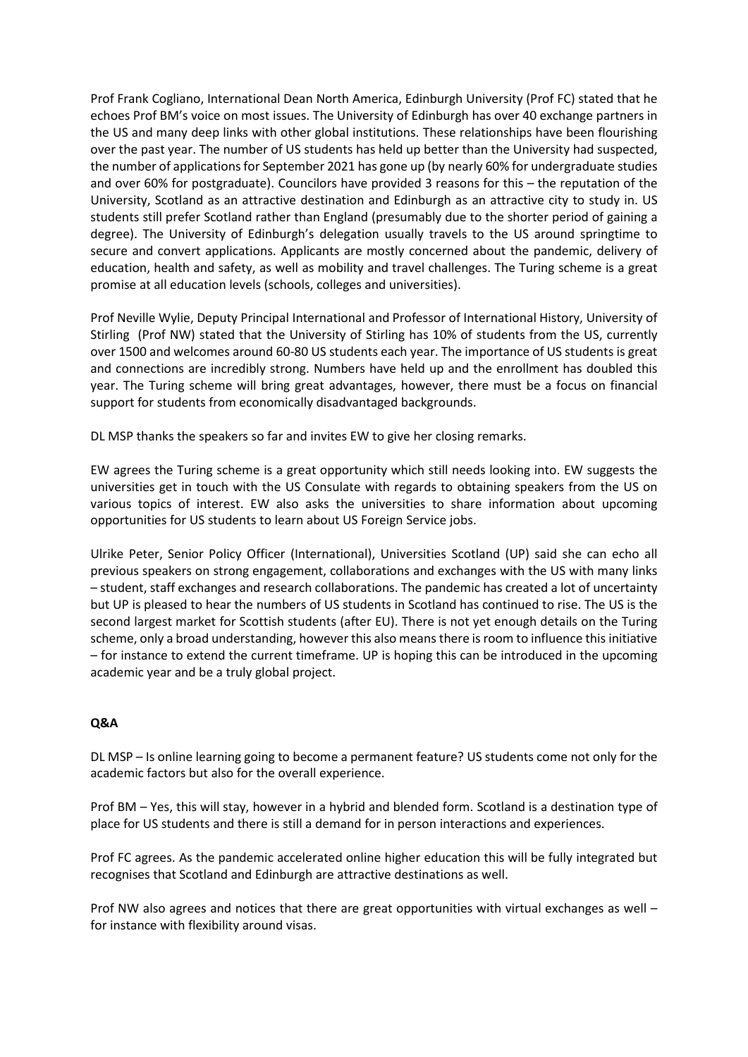Prof Frank Cogliano, International Dean North America, Edinburgh University (Prof FC) stated that he echoes Prof BM's voice on most issues. The University of Edinburgh has over 40 exchange partners in the US and many deep links with other global institutions. These relationships have been flourishing over the past year. The number of US students has held up better than the University had suspected, the number of applications for September 2021 has gone up (by nearly 60% for undergraduate studies and over 60% for postgraduate). Councilors have provided 3 reasons for this – the reputation of the University, Scotland as an attractive destination and Edinburgh as an attractive city to study in. US students still prefer Scotland rather than England (presumably due to the shorter period of gaining a degree). The University of Edinburgh's delegation usually travels to the US around springtime to secure and convert applications. Applicants are mostly concerned about the pandemic, delivery of education, health and safety, as well as mobility and travel challenges. The Turing scheme is a great promise at all education levels (schools, colleges and universities).

Prof Neville Wylie, Deputy Principal International and Professor of International History, University of Stirling (Prof NW) stated that the University of Stirling has 10% of students from the US, currently over 1500 and welcomes around 60-80 US students each year. The importance of US students is great and connections are incredibly strong. Numbers have held up and the enrollment has doubled this year. The Turing scheme will bring great advantages, however, there must be a focus on financial support for students from economically disadvantaged backgrounds.

DL MSP thanks the speakers so far and invites EW to give her closing remarks.

EW agrees the Turing scheme is a great opportunity which still needs looking into. EW suggests the universities get in touch with the US Consulate with regards to obtaining speakers from the US on various topics of interest. EW also asks the universities to share information about upcoming opportunities for US students to learn about US Foreign Service jobs.

Ulrike Peter, Senior Policy Officer (International), Universities Scotland (UP) said she can echo all previous speakers on strong engagement, collaborations and exchanges with the US with many links – student, staff exchanges and research collaborations. The pandemic has created a lot of uncertainty but UP is pleased to hear the numbers of US students in Scotland has continued to rise. The US is the second largest market for Scottish students (after EU). There is not yet enough details on the Turing scheme, only a broad understanding, however this also means there is room to influence this initiative – for instance to extend the current timeframe. UP is hoping this can be introduced in the upcoming academic year and be a truly global project.

**Q&A**

DL MSP – Is online learning going to become a permanent feature? US students come not only for the academic factors but also for the overall experience.

Prof BM – Yes, this will stay, however in a hybrid and blended form. Scotland is a destination type of place for US students and there is still a demand for in person interactions and experiences.

Prof FC agrees. As the pandemic accelerated online higher education this will be fully integrated but recognises that Scotland and Edinburgh are attractive destinations as well.

Prof NW also agrees and notices that there are great opportunities with virtual exchanges as well – for instance with flexibility around visas.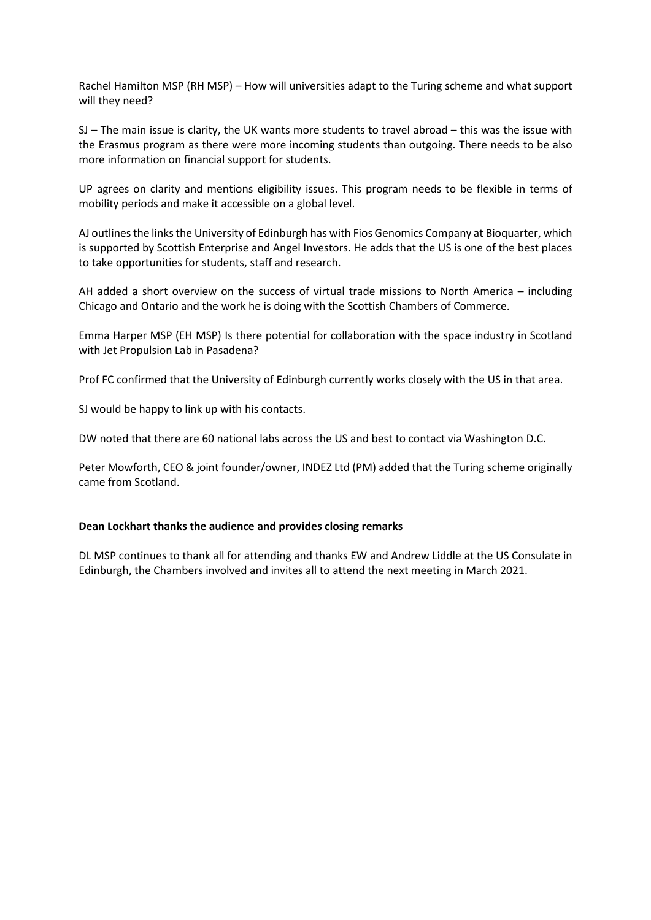Rachel Hamilton MSP (RH MSP) – How will universities adapt to the Turing scheme and what support will they need?

SJ – The main issue is clarity, the UK wants more students to travel abroad – this was the issue with the Erasmus program as there were more incoming students than outgoing. There needs to be also more information on financial support for students.

UP agrees on clarity and mentions eligibility issues. This program needs to be flexible in terms of mobility periods and make it accessible on a global level.

AJ outlines the links the University of Edinburgh has with Fios Genomics Company at Bioquarter, which is supported by Scottish Enterprise and Angel Investors. He adds that the US is one of the best places to take opportunities for students, staff and research.

AH added a short overview on the success of virtual trade missions to North America – including Chicago and Ontario and the work he is doing with the Scottish Chambers of Commerce.

Emma Harper MSP (EH MSP) Is there potential for collaboration with the space industry in Scotland with Jet Propulsion Lab in Pasadena?

Prof FC confirmed that the University of Edinburgh currently works closely with the US in that area.

SJ would be happy to link up with his contacts.

DW noted that there are 60 national labs across the US and best to contact via Washington D.C.

Peter Mowforth, CEO & joint founder/owner, INDEZ Ltd (PM) added that the Turing scheme originally came from Scotland.

**Dean Lockhart thanks the audience and provides closing remarks**

DL MSP continues to thank all for attending and thanks EW and Andrew Liddle at the US Consulate in Edinburgh, the Chambers involved and invites all to attend the next meeting in March 2021.